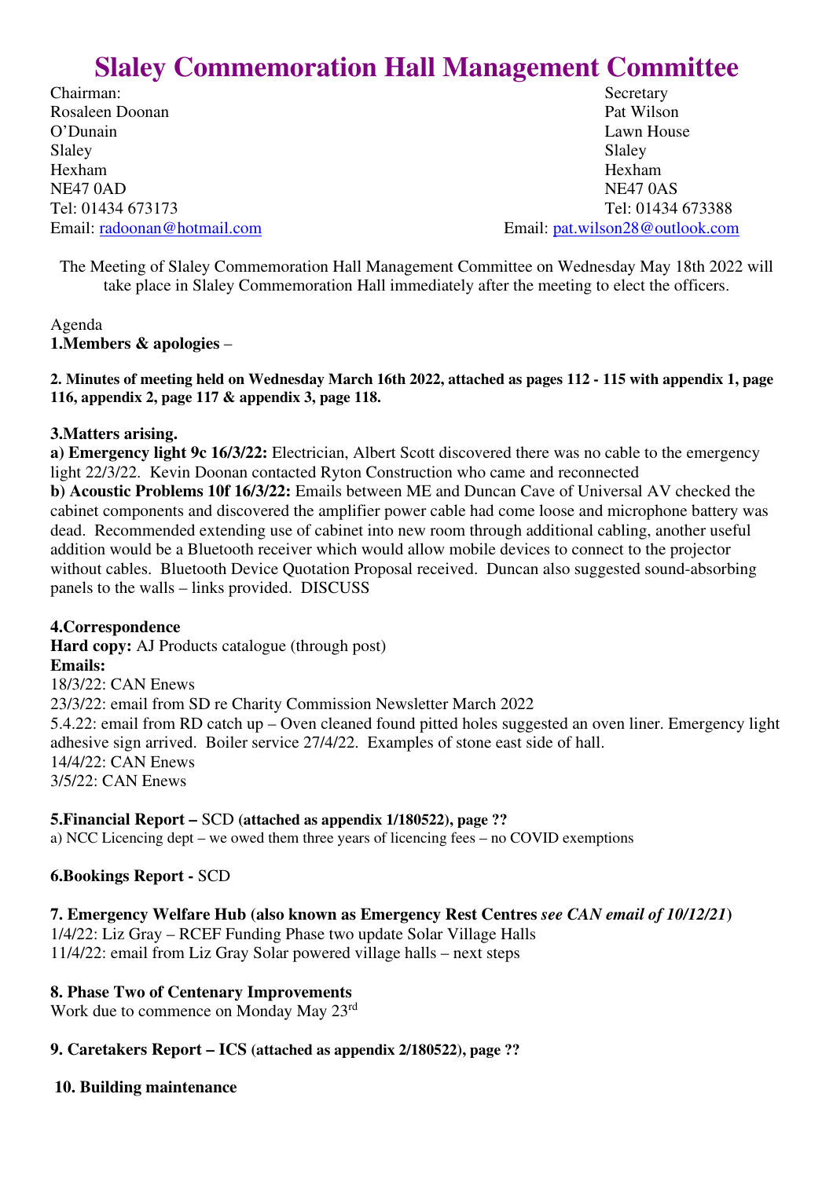# Slaley Commemoration Hall Management Committee

Chairman:
Rosaleen Doonan
O'Dunain
Slaley
Hexham
NE47 0AD
Tel: 01434 673173
Email: radoonan@hotmail.com

Secretary
Pat Wilson
Lawn House
Slaley
Hexham
NE47 0AS
Tel: 01434 673388
Email: pat.wilson28@outlook.com

The Meeting of Slaley Commemoration Hall Management Committee on Wednesday May 18th 2022 will take place in Slaley Commemoration Hall immediately after the meeting to elect the officers.

Agenda

**1.Members & apologies** –

**2. Minutes of meeting held on Wednesday March 16th 2022, attached as pages 112 - 115 with appendix 1, page 116, appendix 2, page 117 & appendix 3, page 118.**

**3.Matters arising.**

**a) Emergency light 9c 16/3/22:** Electrician, Albert Scott discovered there was no cable to the emergency light 22/3/22. Kevin Doonan contacted Ryton Construction who came and reconnected

**b) Acoustic Problems 10f 16/3/22:** Emails between ME and Duncan Cave of Universal AV checked the cabinet components and discovered the amplifier power cable had come loose and microphone battery was dead. Recommended extending use of cabinet into new room through additional cabling, another useful addition would be a Bluetooth receiver which would allow mobile devices to connect to the projector without cables. Bluetooth Device Quotation Proposal received. Duncan also suggested sound-absorbing panels to the walls – links provided. DISCUSS

**4.Correspondence**

**Hard copy:** AJ Products catalogue (through post)

**Emails:**

18/3/22: CAN Enews

23/3/22: email from SD re Charity Commission Newsletter March 2022

5.4.22: email from RD catch up – Oven cleaned found pitted holes suggested an oven liner. Emergency light adhesive sign arrived. Boiler service 27/4/22. Examples of stone east side of hall.

14/4/22: CAN Enews

3/5/22: CAN Enews

**5.Financial Report –** SCD **(attached as appendix 1/180522), page ??**

a) NCC Licencing dept – we owed them three years of licencing fees – no COVID exemptions

**6.Bookings Report -** SCD

**7. Emergency Welfare Hub (also known as Emergency Rest Centres *see CAN email of 10/12/21*)**

1/4/22: Liz Gray – RCEF Funding Phase two update Solar Village Halls

11/4/22: email from Liz Gray Solar powered village halls – next steps

**8. Phase Two of Centenary Improvements**

Work due to commence on Monday May 23rd

**9. Caretakers Report – ICS (attached as appendix 2/180522), page ??**

**10. Building maintenance**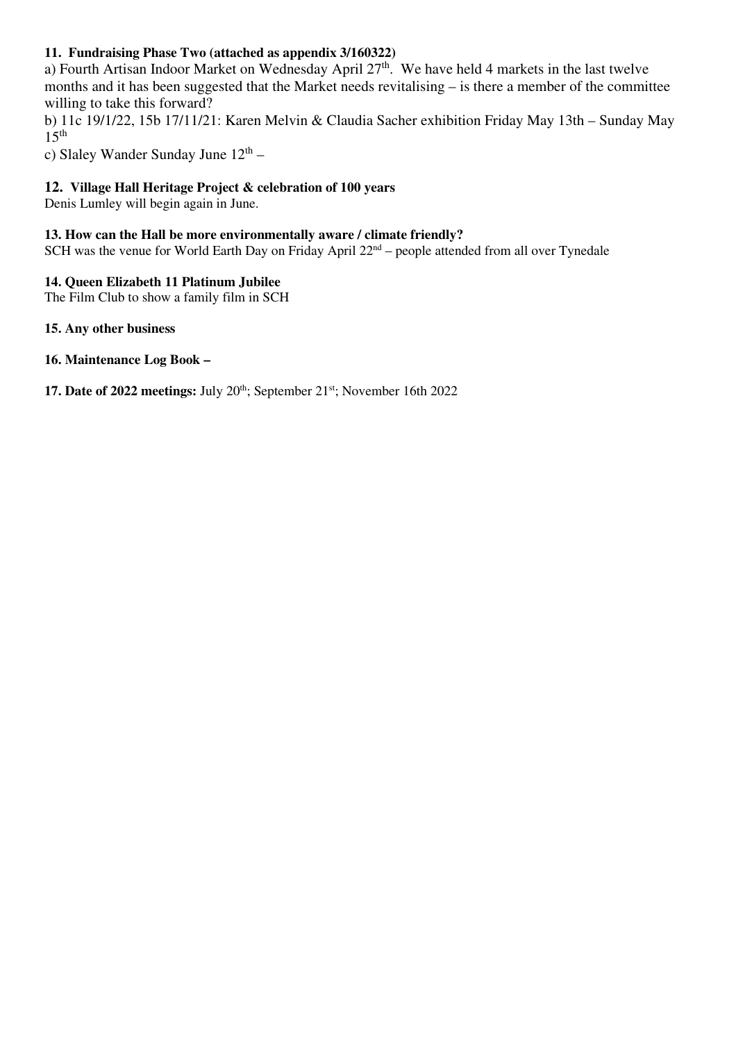**11. Fundraising Phase Two (attached as appendix 3/160322)**

a) Fourth Artisan Indoor Market on Wednesday April 27th. We have held 4 markets in the last twelve months and it has been suggested that the Market needs revitalising – is there a member of the committee willing to take this forward?

b) 11c 19/1/22, 15b 17/11/21: Karen Melvin & Claudia Sacher exhibition Friday May 13th – Sunday May 15th

c) Slaley Wander Sunday June 12th –

**12. Village Hall Heritage Project & celebration of 100 years**

Denis Lumley will begin again in June.

**13. How can the Hall be more environmentally aware / climate friendly?**

SCH was the venue for World Earth Day on Friday April 22nd – people attended from all over Tynedale

**14. Queen Elizabeth 11 Platinum Jubilee**

The Film Club to show a family film in SCH

**15. Any other business**

**16. Maintenance Log Book –**

**17. Date of 2022 meetings:** July 20th; September 21st; November 16th 2022